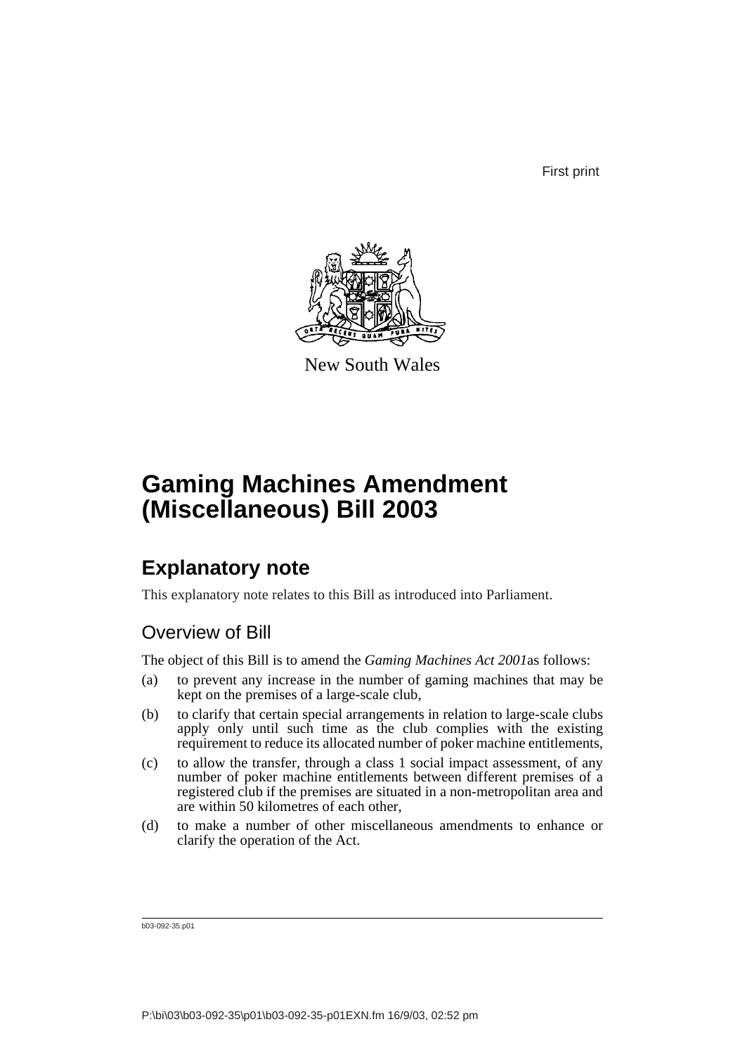First print

New South Wales

# Gaming Machines Amendment (Miscellaneous) Bill 2003

## Explanatory note

This explanatory note relates to this Bill as introduced into Parliament.

### Overview of Bill

The object of this Bill is to amend the *Gaming Machines Act 2001* as follows:

(a) to prevent any increase in the number of gaming machines that may be kept on the premises of a large-scale club,

(b) to clarify that certain special arrangements in relation to large-scale clubs apply only until such time as the club complies with the existing requirement to reduce its allocated number of poker machine entitlements,

(c) to allow the transfer, through a class 1 social impact assessment, of any number of poker machine entitlements between different premises of a registered club if the premises are situated in a non-metropolitan area and are within 50 kilometres of each other,

(d) to make a number of other miscellaneous amendments to enhance or clarify the operation of the Act.

b03-092-35.p01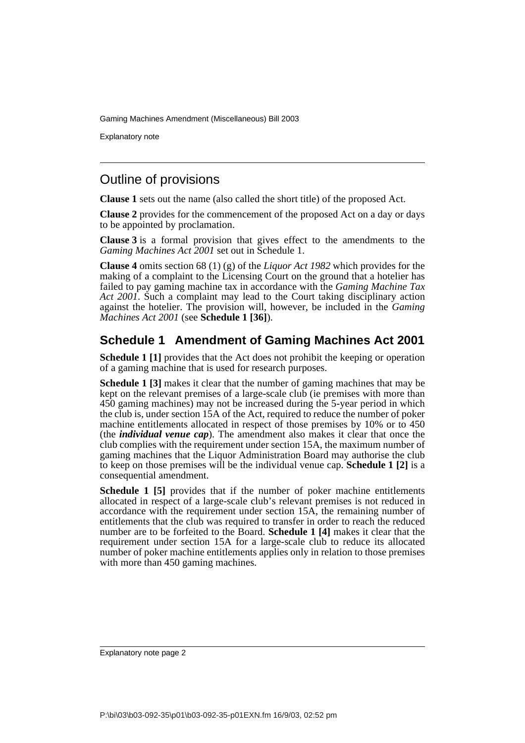## Outline of provisions

**Clause 1** sets out the name (also called the short title) of the proposed Act.

**Clause 2** provides for the commencement of the proposed Act on a day or days to be appointed by proclamation.

**Clause 3** is a formal provision that gives effect to the amendments to the *Gaming Machines Act 2001* set out in Schedule 1.

**Clause 4** omits section 68 (1) (g) of the *Liquor Act 1982* which provides for the making of a complaint to the Licensing Court on the ground that a hotelier has failed to pay gaming machine tax in accordance with the *Gaming Machine Tax Act 2001*. Such a complaint may lead to the Court taking disciplinary action against the hotelier. The provision will, however, be included in the *Gaming Machines Act 2001* (see **Schedule 1 [36]**).

## Schedule 1 Amendment of Gaming Machines Act 2001

**Schedule 1 [1]** provides that the Act does not prohibit the keeping or operation of a gaming machine that is used for research purposes.

**Schedule 1 [3]** makes it clear that the number of gaming machines that may be kept on the relevant premises of a large-scale club (ie premises with more than 450 gaming machines) may not be increased during the 5-year period in which the club is, under section 15A of the Act, required to reduce the number of poker machine entitlements allocated in respect of those premises by 10% or to 450 (the ***individual venue cap***). The amendment also makes it clear that once the club complies with the requirement under section 15A, the maximum number of gaming machines that the Liquor Administration Board may authorise the club to keep on those premises will be the individual venue cap. **Schedule 1 [2]** is a consequential amendment.

**Schedule 1 [5]** provides that if the number of poker machine entitlements allocated in respect of a large-scale club's relevant premises is not reduced in accordance with the requirement under section 15A, the remaining number of entitlements that the club was required to transfer in order to reach the reduced number are to be forfeited to the Board. **Schedule 1 [4]** makes it clear that the requirement under section 15A for a large-scale club to reduce its allocated number of poker machine entitlements applies only in relation to those premises with more than 450 gaming machines.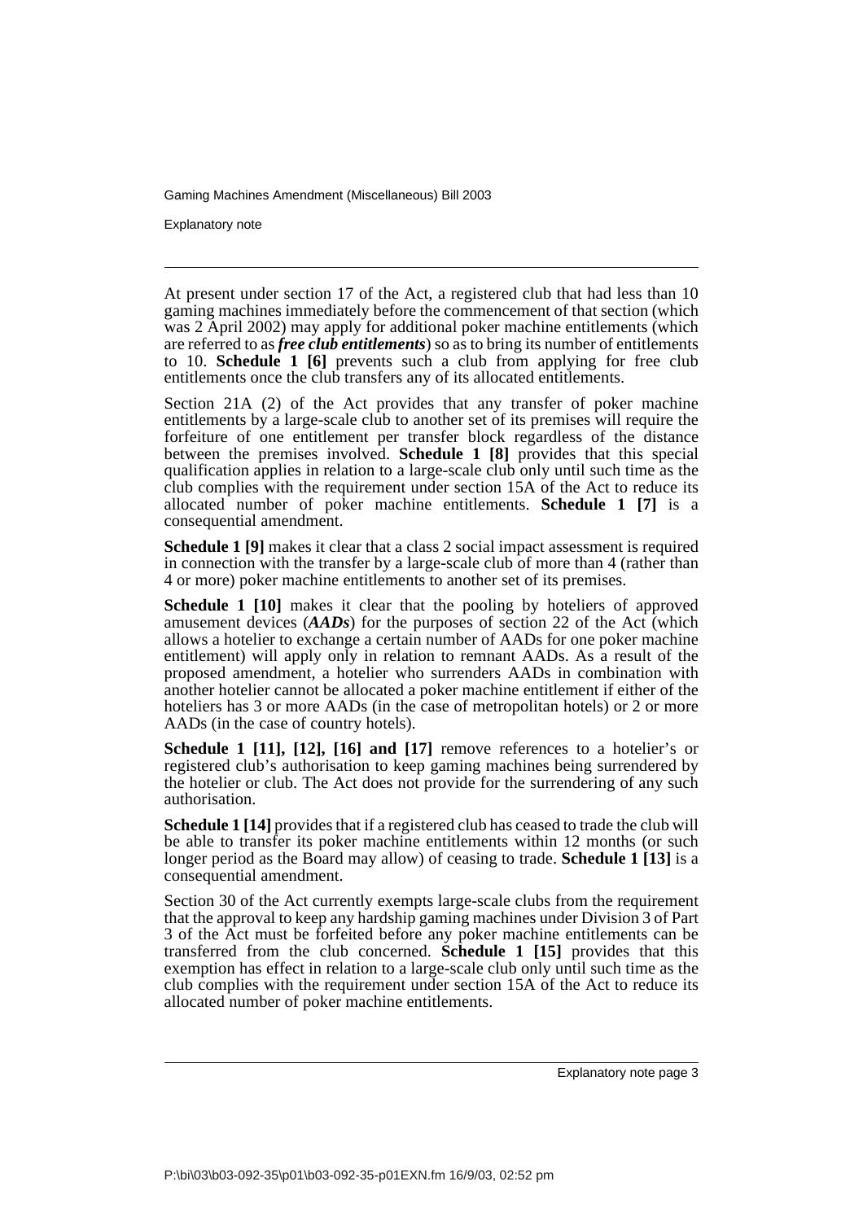At present under section 17 of the Act, a registered club that had less than 10 gaming machines immediately before the commencement of that section (which was 2 April 2002) may apply for additional poker machine entitlements (which are referred to as ***free club entitlements***) so as to bring its number of entitlements to 10. **Schedule 1 [6]** prevents such a club from applying for free club entitlements once the club transfers any of its allocated entitlements.

Section 21A (2) of the Act provides that any transfer of poker machine entitlements by a large-scale club to another set of its premises will require the forfeiture of one entitlement per transfer block regardless of the distance between the premises involved. **Schedule 1 [8]** provides that this special qualification applies in relation to a large-scale club only until such time as the club complies with the requirement under section 15A of the Act to reduce its allocated number of poker machine entitlements. **Schedule 1 [7]** is a consequential amendment.

**Schedule 1 [9]** makes it clear that a class 2 social impact assessment is required in connection with the transfer by a large-scale club of more than 4 (rather than 4 or more) poker machine entitlements to another set of its premises.

**Schedule 1 [10]** makes it clear that the pooling by hoteliers of approved amusement devices (***AADs***) for the purposes of section 22 of the Act (which allows a hotelier to exchange a certain number of AADs for one poker machine entitlement) will apply only in relation to remnant AADs. As a result of the proposed amendment, a hotelier who surrenders AADs in combination with another hotelier cannot be allocated a poker machine entitlement if either of the hoteliers has 3 or more AADs (in the case of metropolitan hotels) or 2 or more AADs (in the case of country hotels).

**Schedule 1 [11], [12], [16] and [17]** remove references to a hotelier's or registered club's authorisation to keep gaming machines being surrendered by the hotelier or club. The Act does not provide for the surrendering of any such authorisation.

**Schedule 1 [14]** provides that if a registered club has ceased to trade the club will be able to transfer its poker machine entitlements within 12 months (or such longer period as the Board may allow) of ceasing to trade. **Schedule 1 [13]** is a consequential amendment.

Section 30 of the Act currently exempts large-scale clubs from the requirement that the approval to keep any hardship gaming machines under Division 3 of Part 3 of the Act must be forfeited before any poker machine entitlements can be transferred from the club concerned. **Schedule 1 [15]** provides that this exemption has effect in relation to a large-scale club only until such time as the club complies with the requirement under section 15A of the Act to reduce its allocated number of poker machine entitlements.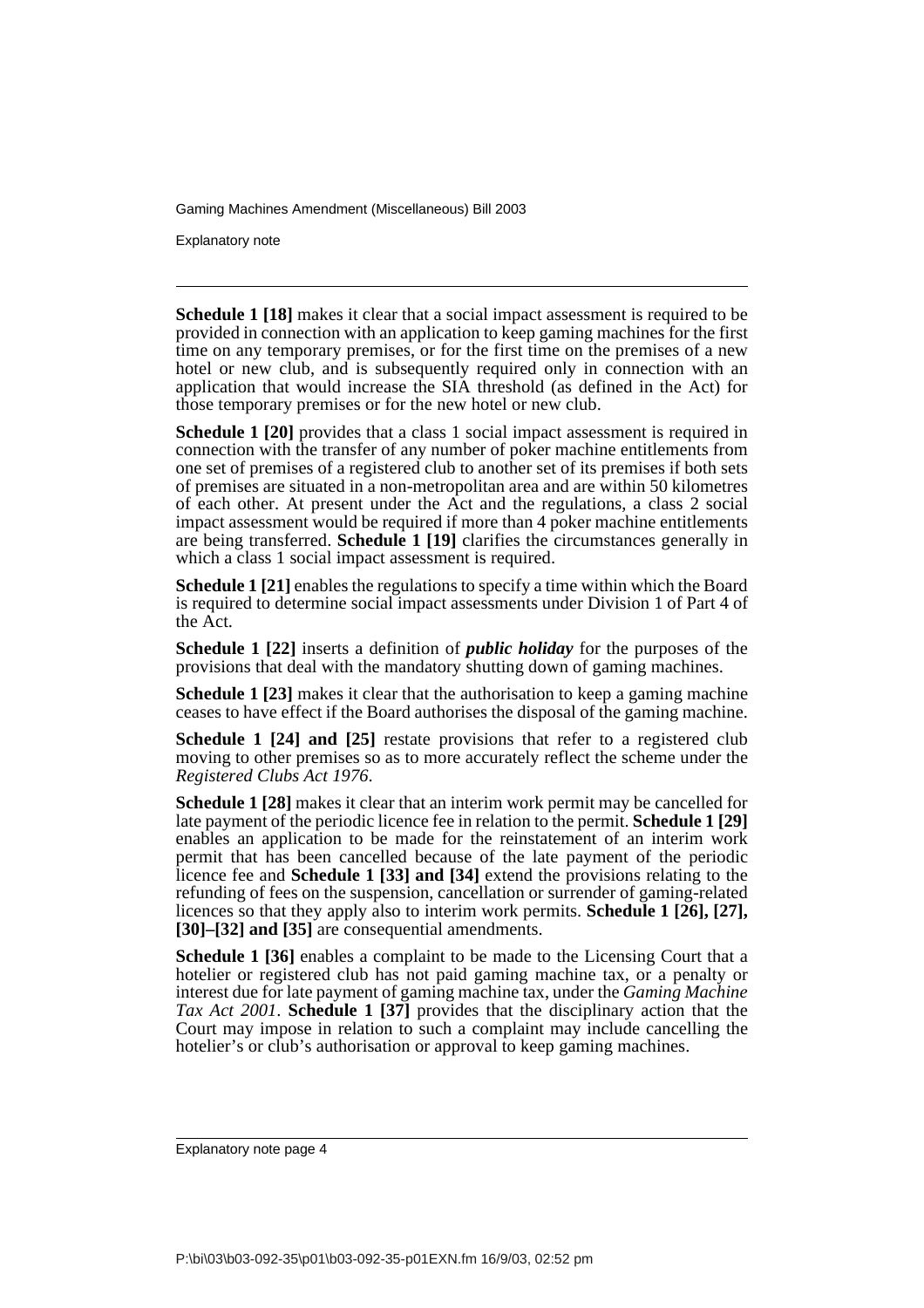**Schedule 1 [18]** makes it clear that a social impact assessment is required to be provided in connection with an application to keep gaming machines for the first time on any temporary premises, or for the first time on the premises of a new hotel or new club, and is subsequently required only in connection with an application that would increase the SIA threshold (as defined in the Act) for those temporary premises or for the new hotel or new club.

**Schedule 1 [20]** provides that a class 1 social impact assessment is required in connection with the transfer of any number of poker machine entitlements from one set of premises of a registered club to another set of its premises if both sets of premises are situated in a non-metropolitan area and are within 50 kilometres of each other. At present under the Act and the regulations, a class 2 social impact assessment would be required if more than 4 poker machine entitlements are being transferred. **Schedule 1 [19]** clarifies the circumstances generally in which a class 1 social impact assessment is required.

**Schedule 1 [21]** enables the regulations to specify a time within which the Board is required to determine social impact assessments under Division 1 of Part 4 of the Act.

**Schedule 1 [22]** inserts a definition of ***public holiday*** for the purposes of the provisions that deal with the mandatory shutting down of gaming machines.

**Schedule 1 [23]** makes it clear that the authorisation to keep a gaming machine ceases to have effect if the Board authorises the disposal of the gaming machine.

**Schedule 1 [24] and [25]** restate provisions that refer to a registered club moving to other premises so as to more accurately reflect the scheme under the *Registered Clubs Act 1976*.

**Schedule 1 [28]** makes it clear that an interim work permit may be cancelled for late payment of the periodic licence fee in relation to the permit. **Schedule 1 [29]** enables an application to be made for the reinstatement of an interim work permit that has been cancelled because of the late payment of the periodic licence fee and **Schedule 1 [33] and [34]** extend the provisions relating to the refunding of fees on the suspension, cancellation or surrender of gaming-related licences so that they apply also to interim work permits. **Schedule 1 [26], [27], [30]–[32] and [35]** are consequential amendments.

**Schedule 1 [36]** enables a complaint to be made to the Licensing Court that a hotelier or registered club has not paid gaming machine tax, or a penalty or interest due for late payment of gaming machine tax, under the *Gaming Machine Tax Act 2001*. **Schedule 1 [37]** provides that the disciplinary action that the Court may impose in relation to such a complaint may include cancelling the hotelier's or club's authorisation or approval to keep gaming machines.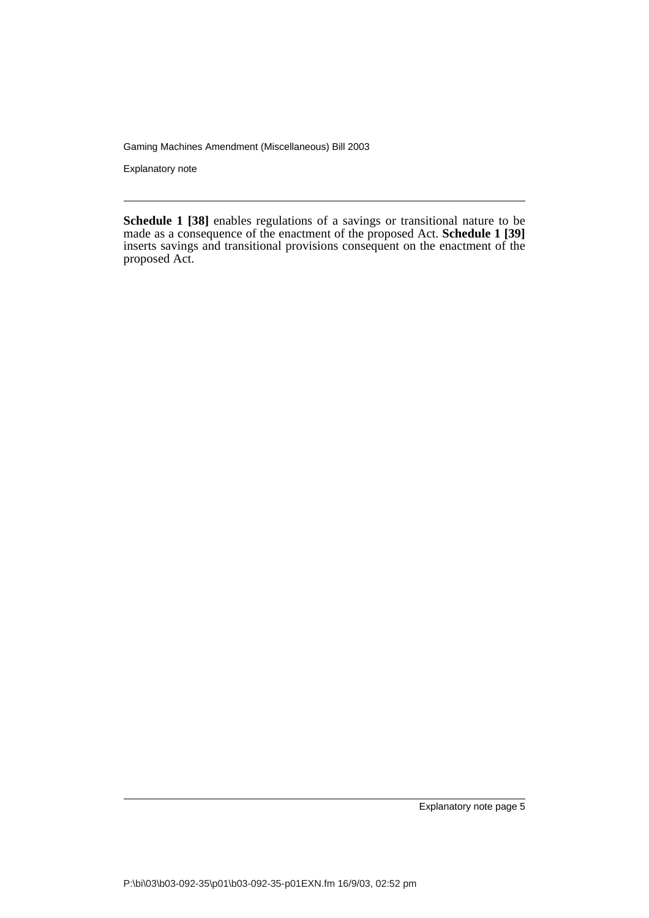**Schedule 1 [38]** enables regulations of a savings or transitional nature to be made as a consequence of the enactment of the proposed Act. **Schedule 1 [39]** inserts savings and transitional provisions consequent on the enactment of the proposed Act.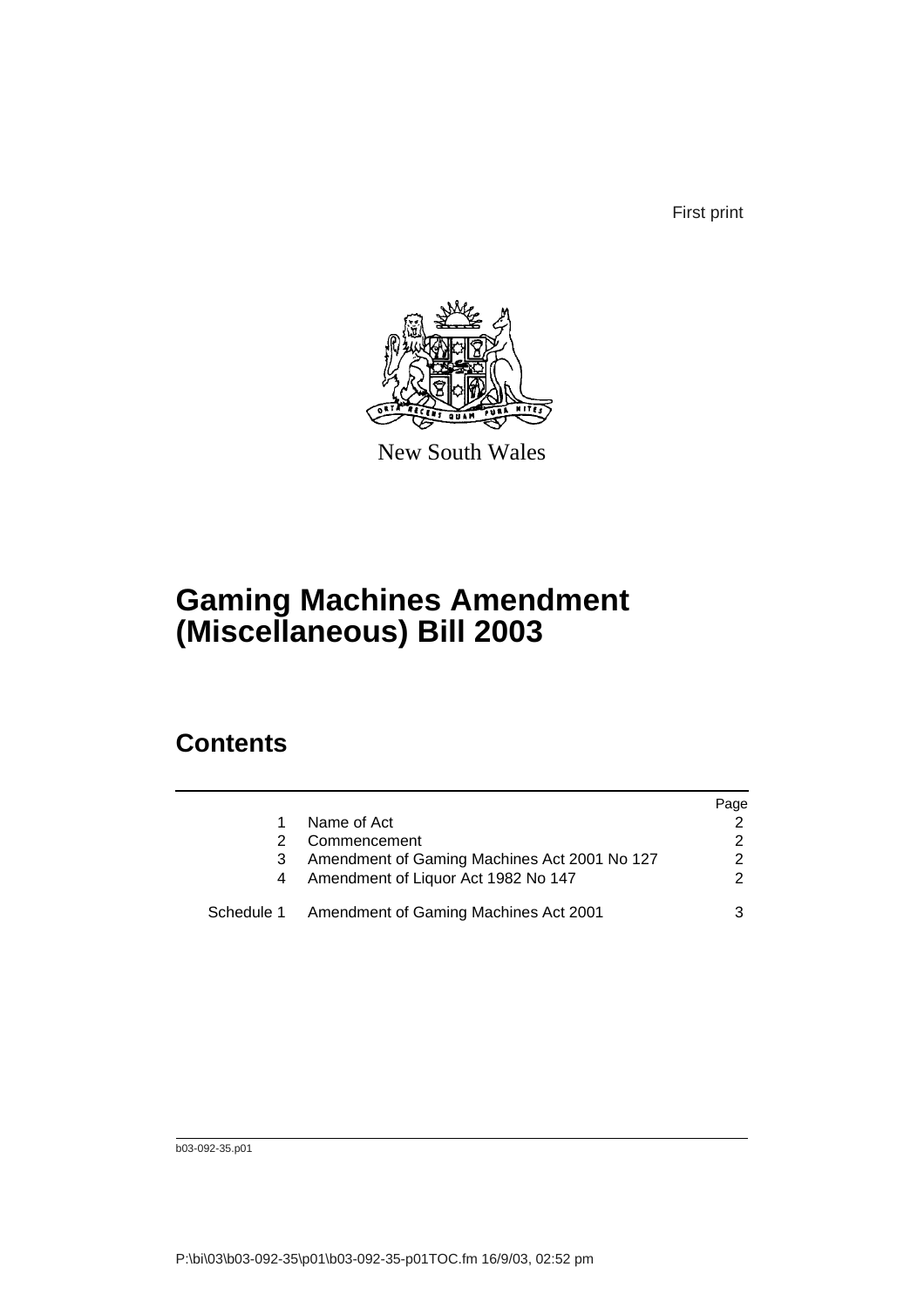First print

New South Wales

# Gaming Machines Amendment (Miscellaneous) Bill 2003

## Contents

| | | Page |
|---|---|---|
| 1 | Name of Act | 2 |
| 2 | Commencement | 2 |
| 3 | Amendment of Gaming Machines Act 2001 No 127 | 2 |
| 4 | Amendment of Liquor Act 1982 No 147 | 2 |
| Schedule 1 | Amendment of Gaming Machines Act 2001 | 3 |

b03-092-35.p01

P:\bi\03\b03-092-35\p01\b03-092-35-p01TOC.fm 16/9/03, 02:52 pm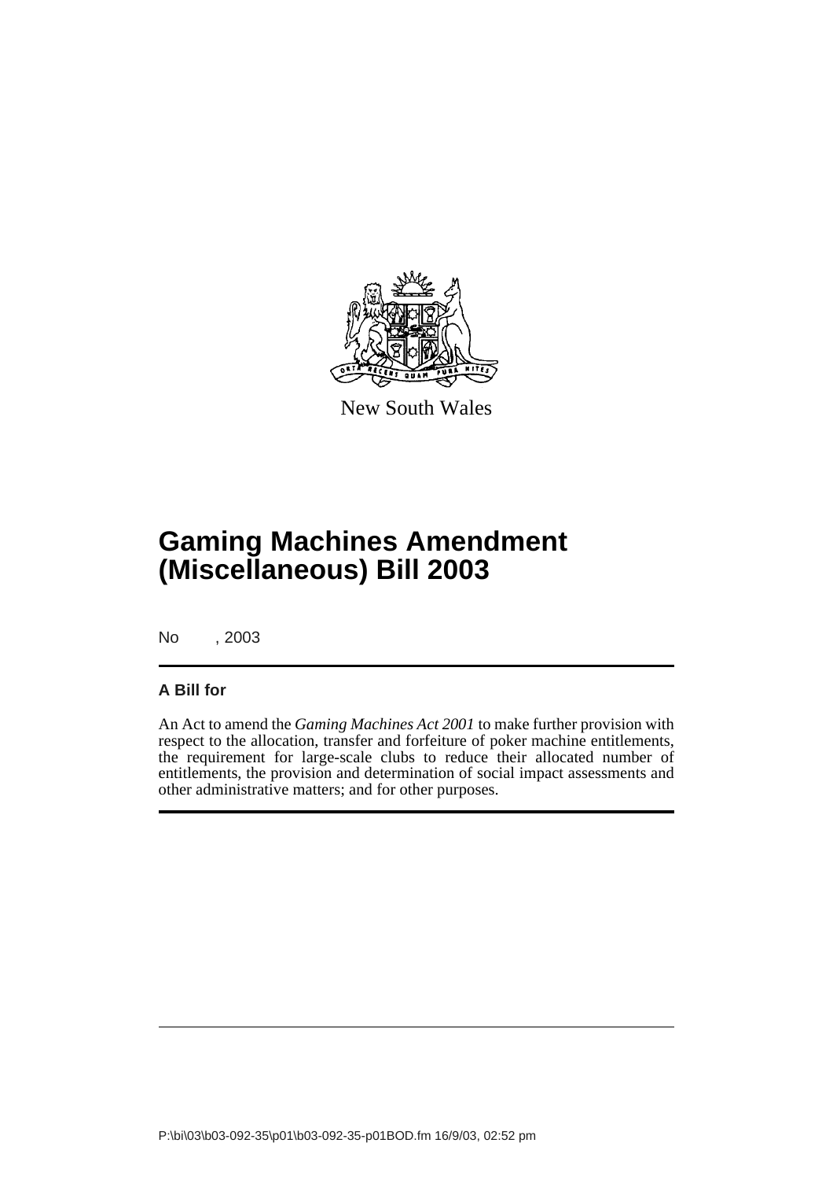New South Wales

# Gaming Machines Amendment (Miscellaneous) Bill 2003

No , 2003

## A Bill for

An Act to amend the *Gaming Machines Act 2001* to make further provision with respect to the allocation, transfer and forfeiture of poker machine entitlements, the requirement for large-scale clubs to reduce their allocated number of entitlements, the provision and determination of social impact assessments and other administrative matters; and for other purposes.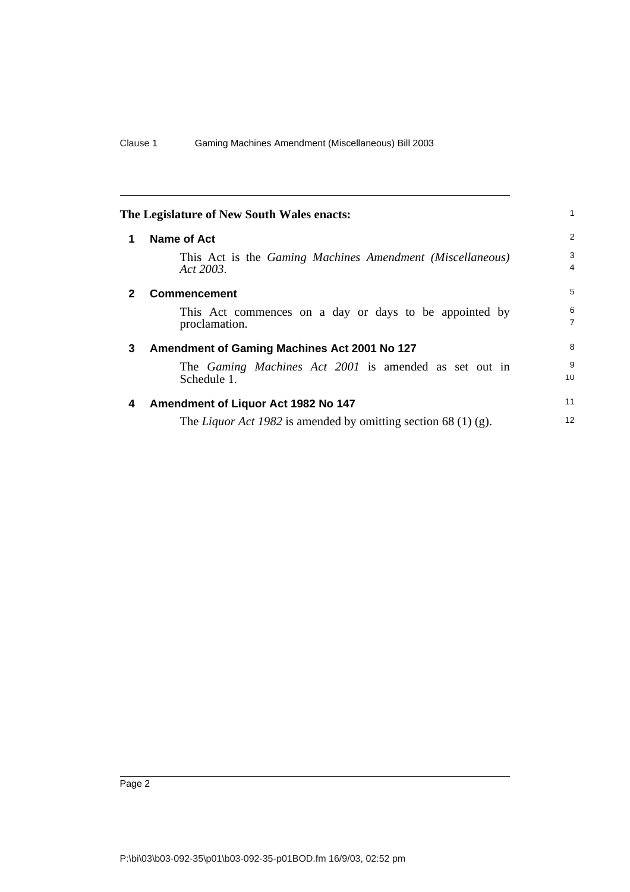**The Legislature of New South Wales enacts:**

## 1 Name of Act

This Act is the *Gaming Machines Amendment (Miscellaneous) Act 2003*.

## 2 Commencement

This Act commences on a day or days to be appointed by proclamation.

## 3 Amendment of Gaming Machines Act 2001 No 127

The *Gaming Machines Act 2001* is amended as set out in Schedule 1.

## 4 Amendment of Liquor Act 1982 No 147

The *Liquor Act 1982* is amended by omitting section 68 (1) (g).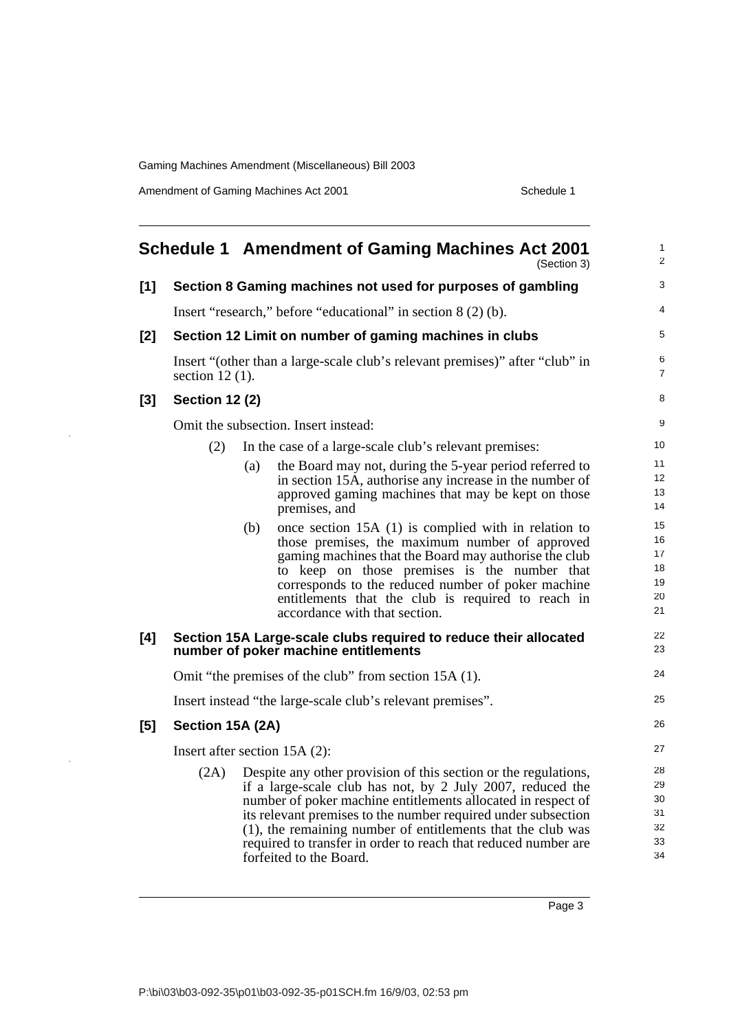# Schedule 1 Amendment of Gaming Machines Act 2001

(Section 3)

## [1] Section 8 Gaming machines not used for purposes of gambling

Insert "research," before "educational" in section 8 (2) (b).

## [2] Section 12 Limit on number of gaming machines in clubs

Insert "(other than a large-scale club's relevant premises)" after "club" in section 12 (1).

## [3] Section 12 (2)

Omit the subsection. Insert instead:

(2) In the case of a large-scale club's relevant premises:

(a) the Board may not, during the 5-year period referred to in section 15A, authorise any increase in the number of approved gaming machines that may be kept on those premises, and

(b) once section 15A (1) is complied with in relation to those premises, the maximum number of approved gaming machines that the Board may authorise the club to keep on those premises is the number that corresponds to the reduced number of poker machine entitlements that the club is required to reach in accordance with that section.

## [4] Section 15A Large-scale clubs required to reduce their allocated number of poker machine entitlements

Omit "the premises of the club" from section 15A (1).

Insert instead "the large-scale club's relevant premises".

## [5] Section 15A (2A)

Insert after section 15A (2):

(2A) Despite any other provision of this section or the regulations, if a large-scale club has not, by 2 July 2007, reduced the number of poker machine entitlements allocated in respect of its relevant premises to the number required under subsection (1), the remaining number of entitlements that the club was required to transfer in order to reach that reduced number are forfeited to the Board.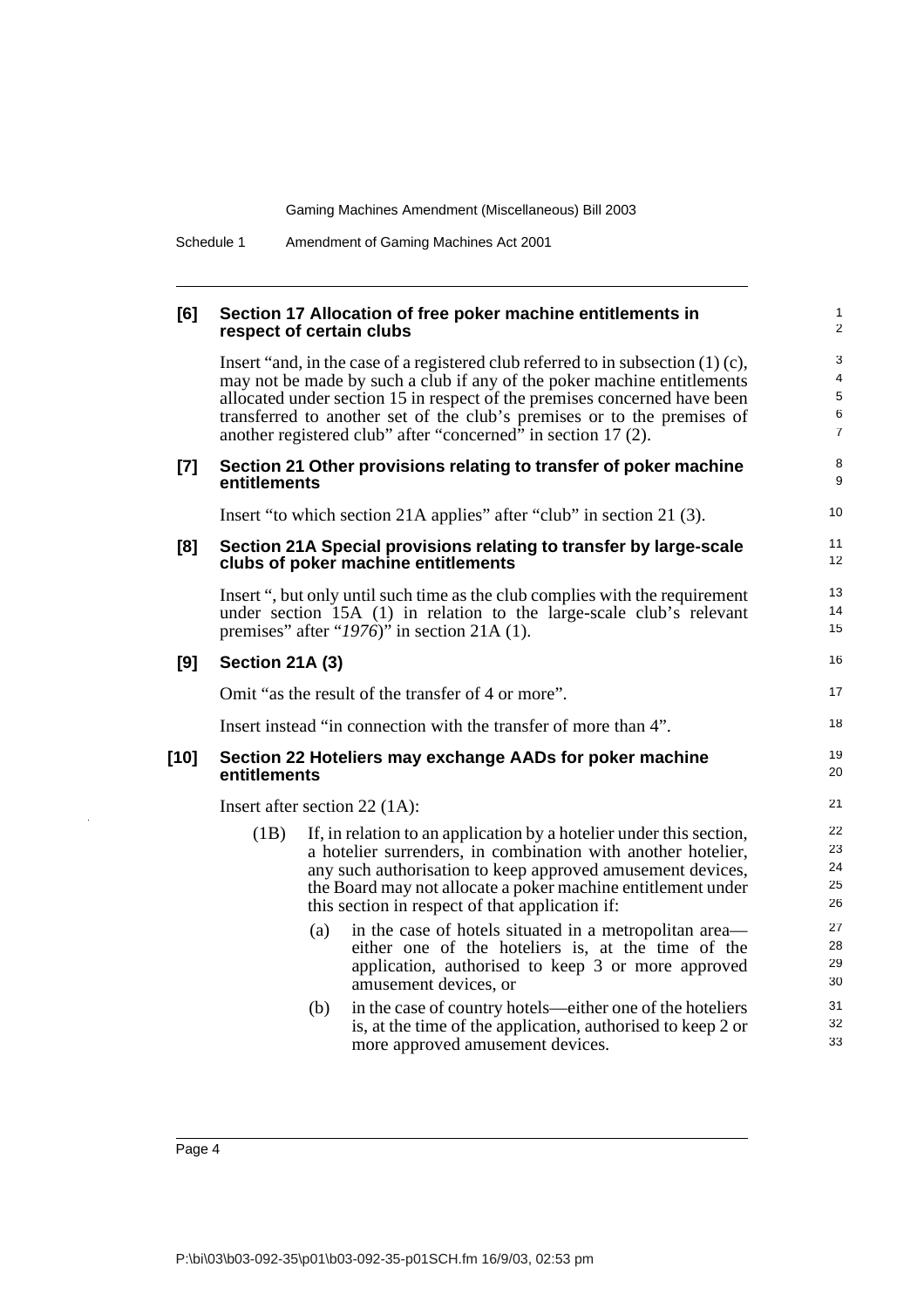**[6] Section 17 Allocation of free poker machine entitlements in respect of certain clubs**

Insert "and, in the case of a registered club referred to in subsection (1) (c), may not be made by such a club if any of the poker machine entitlements allocated under section 15 in respect of the premises concerned have been transferred to another set of the club's premises or to the premises of another registered club" after "concerned" in section 17 (2).

**[7] Section 21 Other provisions relating to transfer of poker machine entitlements**

Insert "to which section 21A applies" after "club" in section 21 (3).

**[8] Section 21A Special provisions relating to transfer by large-scale clubs of poker machine entitlements**

Insert ", but only until such time as the club complies with the requirement under section 15A (1) in relation to the large-scale club's relevant premises" after "*1976*)" in section 21A (1).

**[9] Section 21A (3)**

Omit "as the result of the transfer of 4 or more".

Insert instead "in connection with the transfer of more than 4".

**[10] Section 22 Hoteliers may exchange AADs for poker machine entitlements**

Insert after section 22 (1A):

(1B) If, in relation to an application by a hotelier under this section, a hotelier surrenders, in combination with another hotelier, any such authorisation to keep approved amusement devices, the Board may not allocate a poker machine entitlement under this section in respect of that application if:

(a) in the case of hotels situated in a metropolitan area—either one of the hoteliers is, at the time of the application, authorised to keep 3 or more approved amusement devices, or

(b) in the case of country hotels—either one of the hoteliers is, at the time of the application, authorised to keep 2 or more approved amusement devices.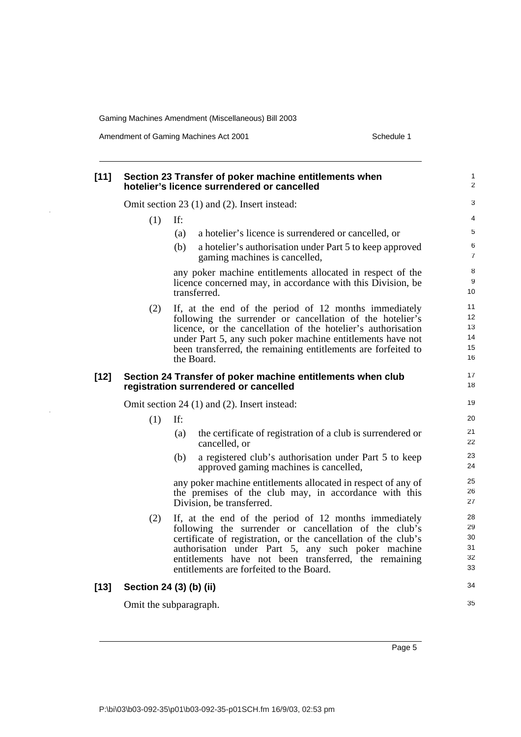### [11] Section 23 Transfer of poker machine entitlements when hotelier's licence surrendered or cancelled

Omit section 23 (1) and (2). Insert instead:

(1) If:

(a) a hotelier's licence is surrendered or cancelled, or

(b) a hotelier's authorisation under Part 5 to keep approved gaming machines is cancelled,

any poker machine entitlements allocated in respect of the licence concerned may, in accordance with this Division, be transferred.

(2) If, at the end of the period of 12 months immediately following the surrender or cancellation of the hotelier's licence, or the cancellation of the hotelier's authorisation under Part 5, any such poker machine entitlements have not been transferred, the remaining entitlements are forfeited to the Board.

### [12] Section 24 Transfer of poker machine entitlements when club registration surrendered or cancelled

Omit section 24 (1) and (2). Insert instead:

(1) If:

(a) the certificate of registration of a club is surrendered or cancelled, or

(b) a registered club's authorisation under Part 5 to keep approved gaming machines is cancelled,

any poker machine entitlements allocated in respect of any of the premises of the club may, in accordance with this Division, be transferred.

(2) If, at the end of the period of 12 months immediately following the surrender or cancellation of the club's certificate of registration, or the cancellation of the club's authorisation under Part 5, any such poker machine entitlements have not been transferred, the remaining entitlements are forfeited to the Board.

### [13] Section 24 (3) (b) (ii)

Omit the subparagraph.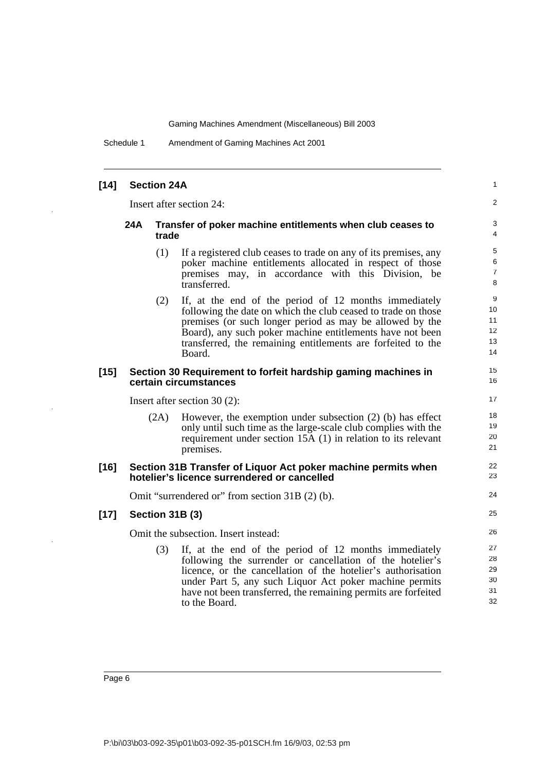### [14] Section 24A

Insert after section 24:

#### 24A Transfer of poker machine entitlements when club ceases to trade

(1) If a registered club ceases to trade on any of its premises, any poker machine entitlements allocated in respect of those premises may, in accordance with this Division, be transferred.

(2) If, at the end of the period of 12 months immediately following the date on which the club ceased to trade on those premises (or such longer period as may be allowed by the Board), any such poker machine entitlements have not been transferred, the remaining entitlements are forfeited to the Board.

### [15] Section 30 Requirement to forfeit hardship gaming machines in certain circumstances

Insert after section 30 (2):

(2A) However, the exemption under subsection (2) (b) has effect only until such time as the large-scale club complies with the requirement under section 15A (1) in relation to its relevant premises.

### [16] Section 31B Transfer of Liquor Act poker machine permits when hotelier's licence surrendered or cancelled

Omit "surrendered or" from section 31B (2) (b).

### [17] Section 31B (3)

Omit the subsection. Insert instead:

(3) If, at the end of the period of 12 months immediately following the surrender or cancellation of the hotelier's licence, or the cancellation of the hotelier's authorisation under Part 5, any such Liquor Act poker machine permits have not been transferred, the remaining permits are forfeited to the Board.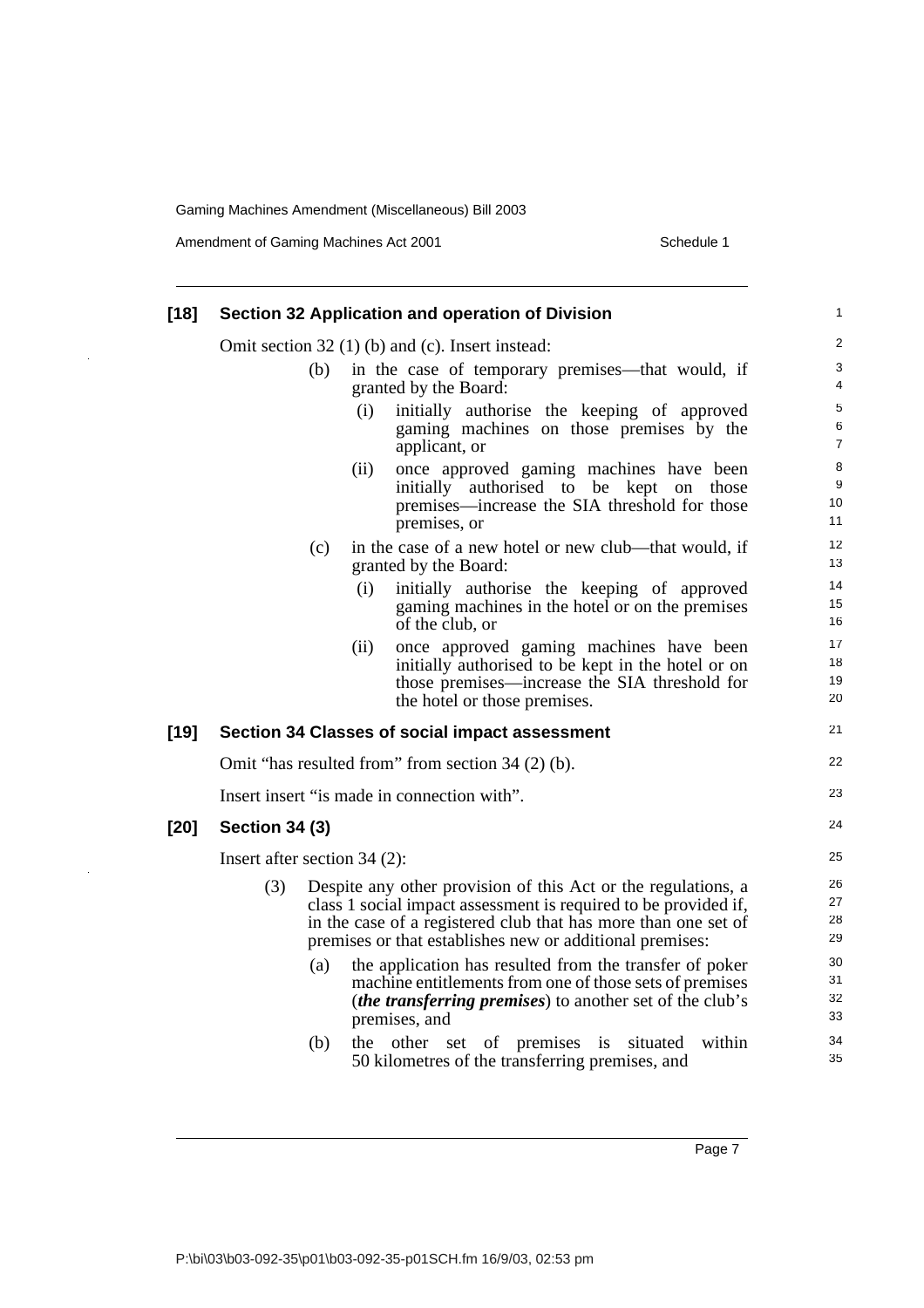## [18] Section 32 Application and operation of Division

Omit section 32 (1) (b) and (c). Insert instead:

(b) in the case of temporary premises—that would, if granted by the Board:

  (i) initially authorise the keeping of approved gaming machines on those premises by the applicant, or

  (ii) once approved gaming machines have been initially authorised to be kept on those premises—increase the SIA threshold for those premises, or

(c) in the case of a new hotel or new club—that would, if granted by the Board:

  (i) initially authorise the keeping of approved gaming machines in the hotel or on the premises of the club, or

  (ii) once approved gaming machines have been initially authorised to be kept in the hotel or on those premises—increase the SIA threshold for the hotel or those premises.

## [19] Section 34 Classes of social impact assessment

Omit "has resulted from" from section 34 (2) (b).

Insert insert "is made in connection with".

## [20] Section 34 (3)

Insert after section 34 (2):

(3) Despite any other provision of this Act or the regulations, a class 1 social impact assessment is required to be provided if, in the case of a registered club that has more than one set of premises or that establishes new or additional premises:

  (a) the application has resulted from the transfer of poker machine entitlements from one of those sets of premises (***the transferring premises***) to another set of the club's premises, and

  (b) the other set of premises is situated within 50 kilometres of the transferring premises, and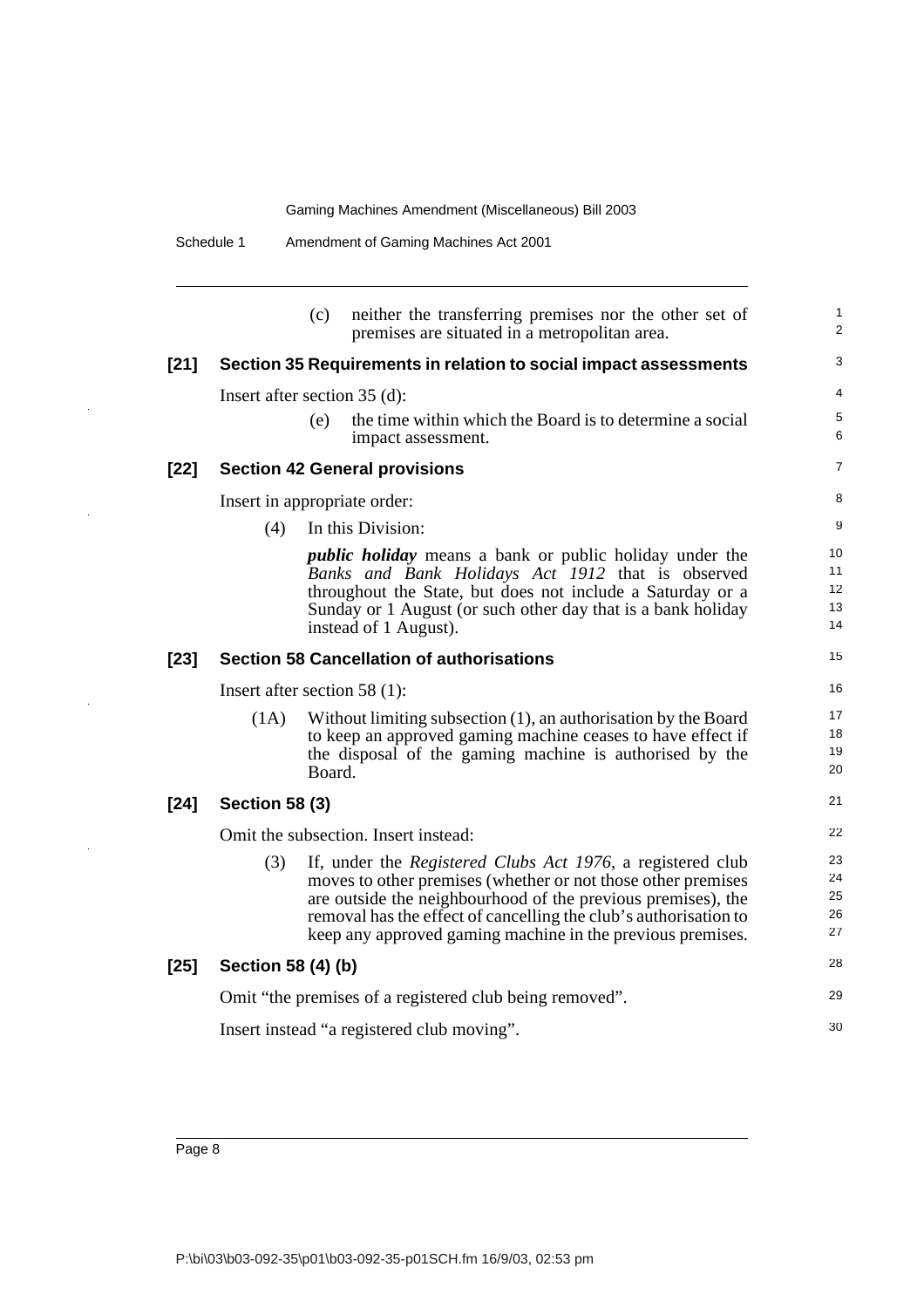(c) neither the transferring premises nor the other set of premises are situated in a metropolitan area.

### [21] Section 35 Requirements in relation to social impact assessments

Insert after section 35 (d):

(e) the time within which the Board is to determine a social impact assessment.

### [22] Section 42 General provisions

Insert in appropriate order:

(4) In this Division:

***public holiday*** means a bank or public holiday under the *Banks and Bank Holidays Act 1912* that is observed throughout the State, but does not include a Saturday or a Sunday or 1 August (or such other day that is a bank holiday instead of 1 August).

### [23] Section 58 Cancellation of authorisations

Insert after section 58 (1):

(1A) Without limiting subsection (1), an authorisation by the Board to keep an approved gaming machine ceases to have effect if the disposal of the gaming machine is authorised by the Board.

### [24] Section 58 (3)

Omit the subsection. Insert instead:

(3) If, under the *Registered Clubs Act 1976*, a registered club moves to other premises (whether or not those other premises are outside the neighbourhood of the previous premises), the removal has the effect of cancelling the club's authorisation to keep any approved gaming machine in the previous premises.

### [25] Section 58 (4) (b)

Omit "the premises of a registered club being removed".

Insert instead "a registered club moving".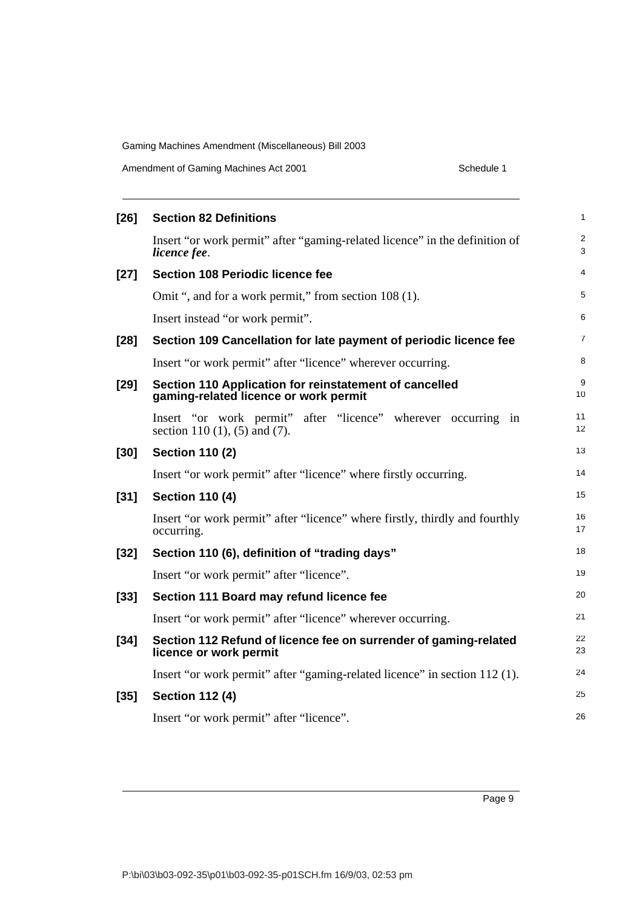**[26] Section 82 Definitions**

Insert "or work permit" after "gaming-related licence" in the definition of ***licence fee***.

**[27] Section 108 Periodic licence fee**

Omit ", and for a work permit," from section 108 (1).

Insert instead "or work permit".

**[28] Section 109 Cancellation for late payment of periodic licence fee**

Insert "or work permit" after "licence" wherever occurring.

**[29] Section 110 Application for reinstatement of cancelled gaming-related licence or work permit**

Insert "or work permit" after "licence" wherever occurring in section 110 (1), (5) and (7).

**[30] Section 110 (2)**

Insert "or work permit" after "licence" where firstly occurring.

**[31] Section 110 (4)**

Insert "or work permit" after "licence" where firstly, thirdly and fourthly occurring.

**[32] Section 110 (6), definition of "trading days"**

Insert "or work permit" after "licence".

**[33] Section 111 Board may refund licence fee**

Insert "or work permit" after "licence" wherever occurring.

**[34] Section 112 Refund of licence fee on surrender of gaming-related licence or work permit**

Insert "or work permit" after "gaming-related licence" in section 112 (1).

**[35] Section 112 (4)**

Insert "or work permit" after "licence".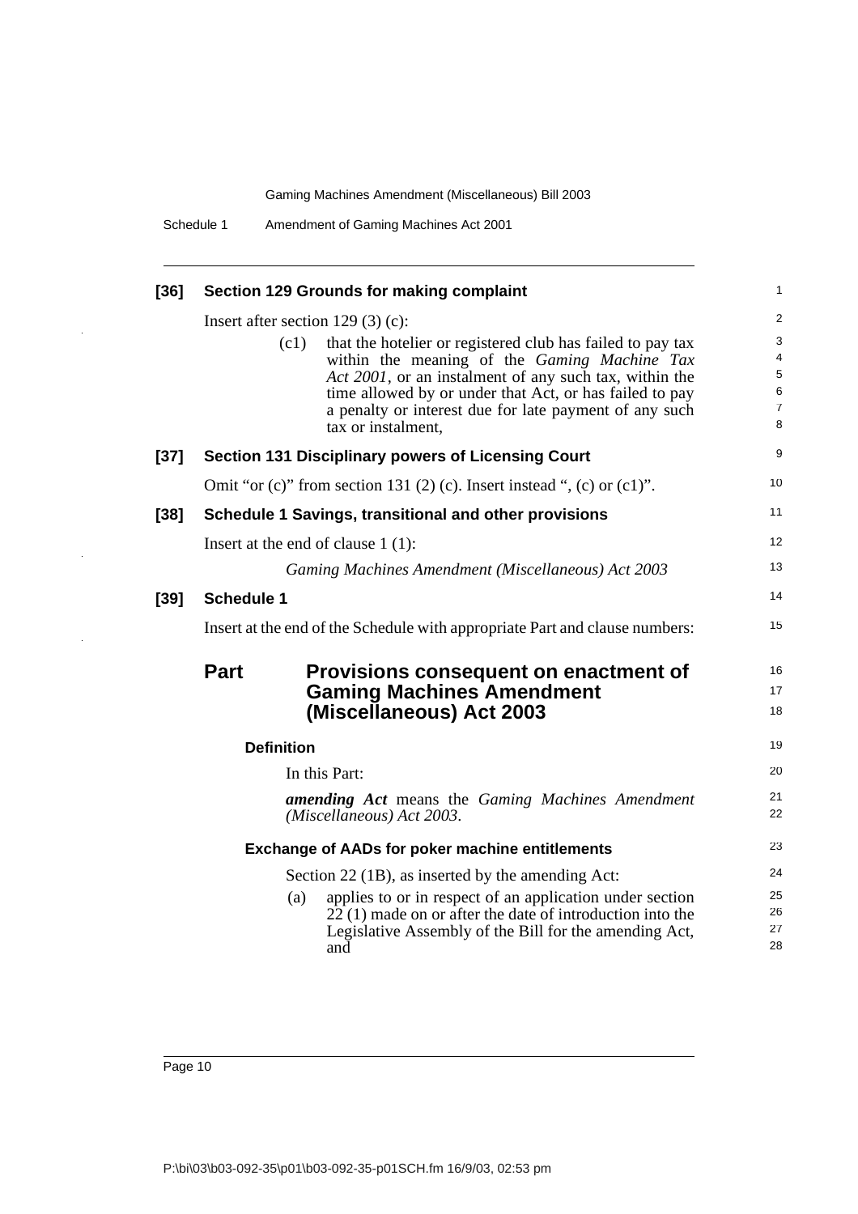**[36] Section 129 Grounds for making complaint**

Insert after section 129 (3) (c):

> (c1) that the hotelier or registered club has failed to pay tax within the meaning of the *Gaming Machine Tax Act 2001*, or an instalment of any such tax, within the time allowed by or under that Act, or has failed to pay a penalty or interest due for late payment of any such tax or instalment,

**[37] Section 131 Disciplinary powers of Licensing Court**

Omit "or (c)" from section 131 (2) (c). Insert instead ", (c) or (c1)".

**[38] Schedule 1 Savings, transitional and other provisions**

Insert at the end of clause 1 (1):

> *Gaming Machines Amendment (Miscellaneous) Act 2003*

**[39] Schedule 1**

Insert at the end of the Schedule with appropriate Part and clause numbers:

## Part Provisions consequent on enactment of Gaming Machines Amendment (Miscellaneous) Act 2003

### Definition

In this Part:

***amending Act*** means the *Gaming Machines Amendment (Miscellaneous) Act 2003*.

### Exchange of AADs for poker machine entitlements

Section 22 (1B), as inserted by the amending Act:

(a) applies to or in respect of an application under section 22 (1) made on or after the date of introduction into the Legislative Assembly of the Bill for the amending Act, and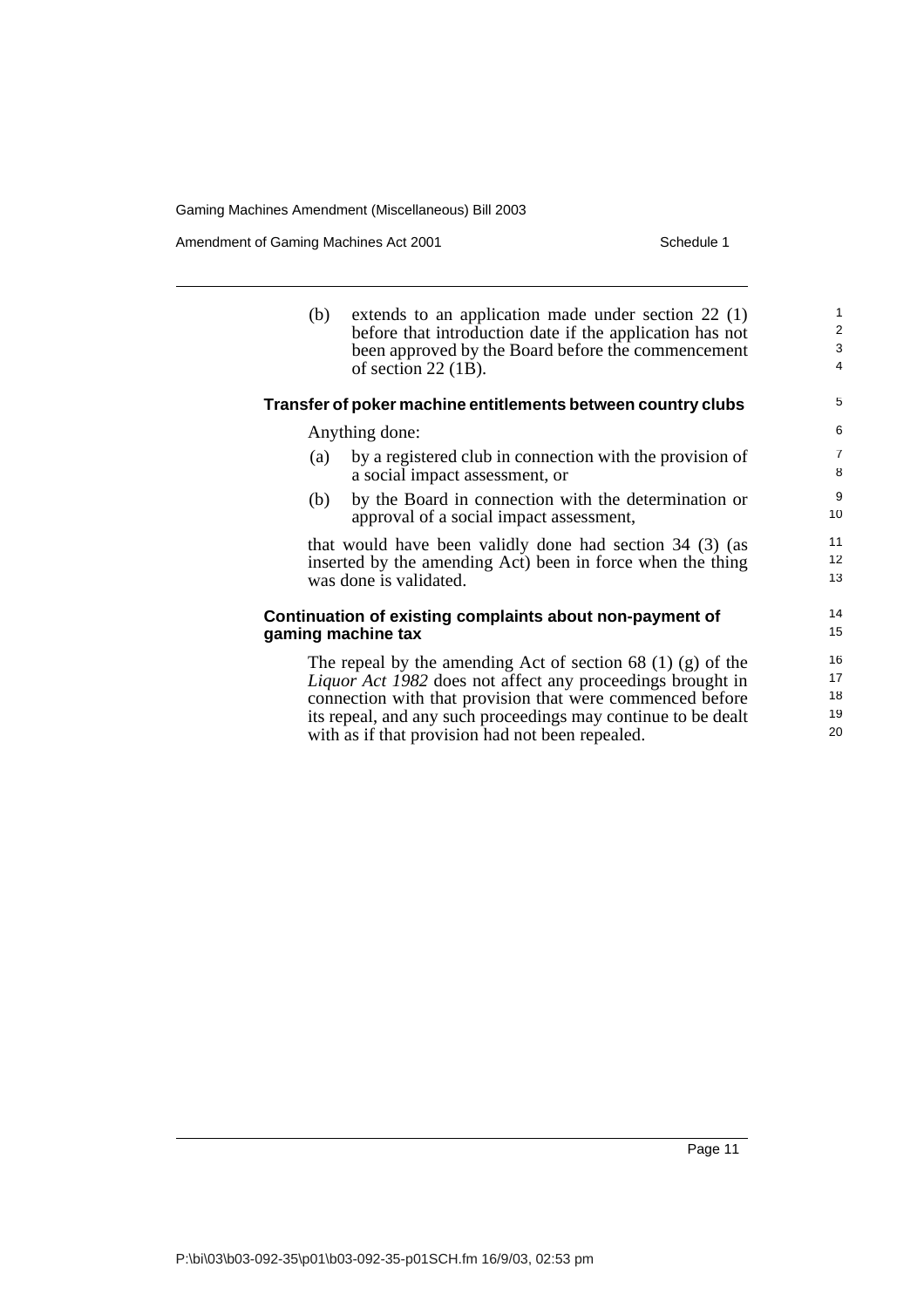(b) extends to an application made under section 22 (1) before that introduction date if the application has not been approved by the Board before the commencement of section 22 (1B).

### Transfer of poker machine entitlements between country clubs

Anything done:

(a) by a registered club in connection with the provision of a social impact assessment, or

(b) by the Board in connection with the determination or approval of a social impact assessment,

that would have been validly done had section 34 (3) (as inserted by the amending Act) been in force when the thing was done is validated.

### Continuation of existing complaints about non-payment of gaming machine tax

The repeal by the amending Act of section 68 (1) (g) of the *Liquor Act 1982* does not affect any proceedings brought in connection with that provision that were commenced before its repeal, and any such proceedings may continue to be dealt with as if that provision had not been repealed.